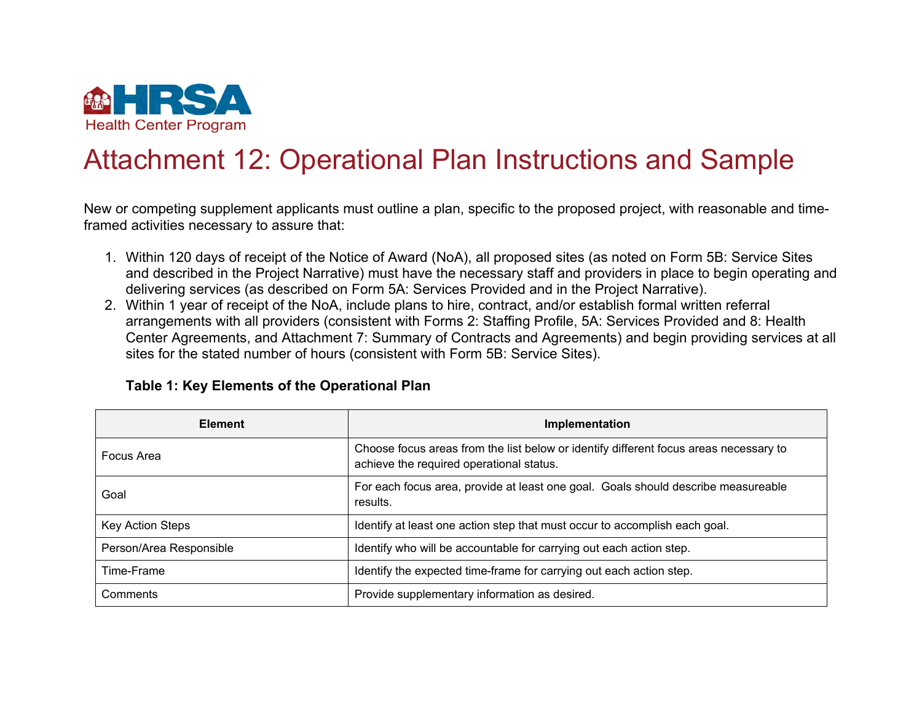HRSA
Health Center Program

# Attachment 12: Operational Plan Instructions and Sample

New or competing supplement applicants must outline a plan, specific to the proposed project, with reasonable and time-framed activities necessary to assure that:

1. Within 120 days of receipt of the Notice of Award (NoA), all proposed sites (as noted on Form 5B: Service Sites and described in the Project Narrative) must have the necessary staff and providers in place to begin operating and delivering services (as described on Form 5A: Services Provided and in the Project Narrative).
2. Within 1 year of receipt of the NoA, include plans to hire, contract, and/or establish formal written referral arrangements with all providers (consistent with Forms 2: Staffing Profile, 5A: Services Provided and 8: Health Center Agreements, and Attachment 7: Summary of Contracts and Agreements) and begin providing services at all sites for the stated number of hours (consistent with Form 5B: Service Sites).

**Table 1: Key Elements of the Operational Plan**

| Element | Implementation |
| --- | --- |
| Focus Area | Choose focus areas from the list below or identify different focus areas necessary to achieve the required operational status. |
| Goal | For each focus area, provide at least one goal. Goals should describe measureable results. |
| Key Action Steps | Identify at least one action step that must occur to accomplish each goal. |
| Person/Area Responsible | Identify who will be accountable for carrying out each action step. |
| Time-Frame | Identify the expected time-frame for carrying out each action step. |
| Comments | Provide supplementary information as desired. |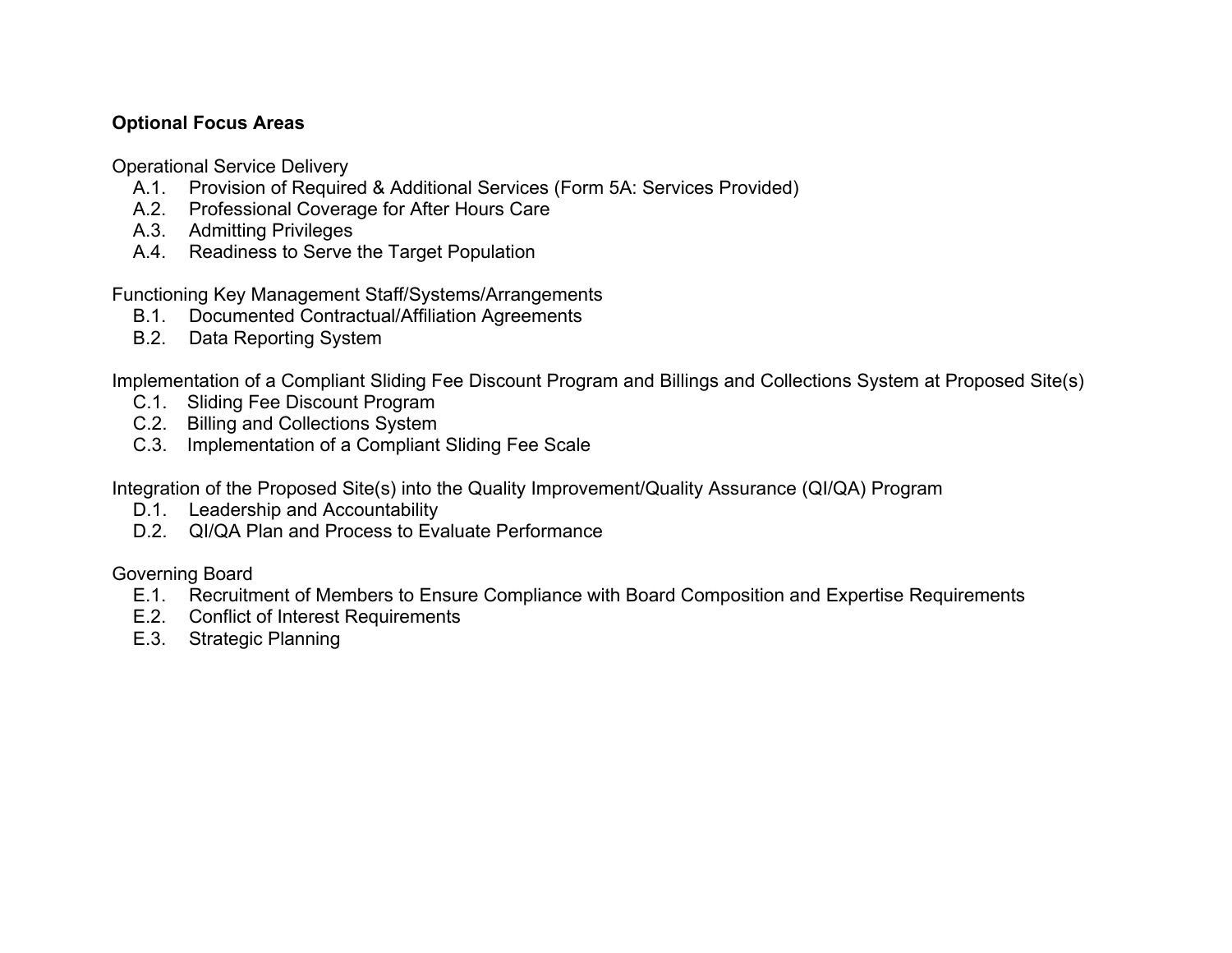**Optional Focus Areas**

Operational Service Delivery

- A.1. Provision of Required & Additional Services (Form 5A: Services Provided)
- A.2. Professional Coverage for After Hours Care
- A.3. Admitting Privileges
- A.4. Readiness to Serve the Target Population

Functioning Key Management Staff/Systems/Arrangements

- B.1. Documented Contractual/Affiliation Agreements
- B.2. Data Reporting System

Implementation of a Compliant Sliding Fee Discount Program and Billings and Collections System at Proposed Site(s)

- C.1. Sliding Fee Discount Program
- C.2. Billing and Collections System
- C.3. Implementation of a Compliant Sliding Fee Scale

Integration of the Proposed Site(s) into the Quality Improvement/Quality Assurance (QI/QA) Program

- D.1. Leadership and Accountability
- D.2. QI/QA Plan and Process to Evaluate Performance

Governing Board

- E.1. Recruitment of Members to Ensure Compliance with Board Composition and Expertise Requirements
- E.2. Conflict of Interest Requirements
- E.3. Strategic Planning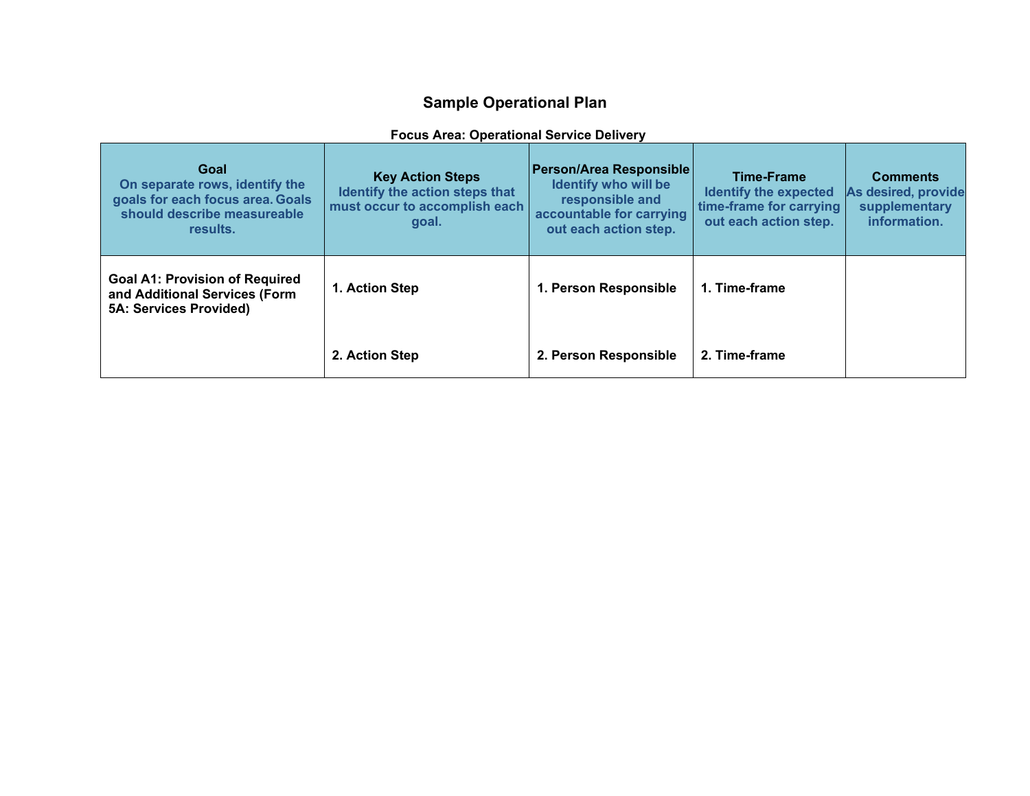## Sample Operational Plan

**Focus Area: Operational Service Delivery**

| **Goal** On separate rows, identify the goals for each focus area. Goals should describe measureable results. | **Key Action Steps** Identify the action steps that must occur to accomplish each goal. | **Person/Area Responsible** Identify who will be responsible and accountable for carrying out each action step. | **Time-Frame** Identify the expected time-frame for carrying out each action step. | **Comments** As desired, provide supplementary information. |
|---|---|---|---|---|
| **Goal A1: Provision of Required and Additional Services (Form 5A: Services Provided)** | **1. Action Step** | **1. Person Responsible** | **1. Time-frame** | |
| | **2. Action Step** | **2. Person Responsible** | **2. Time-frame** | |